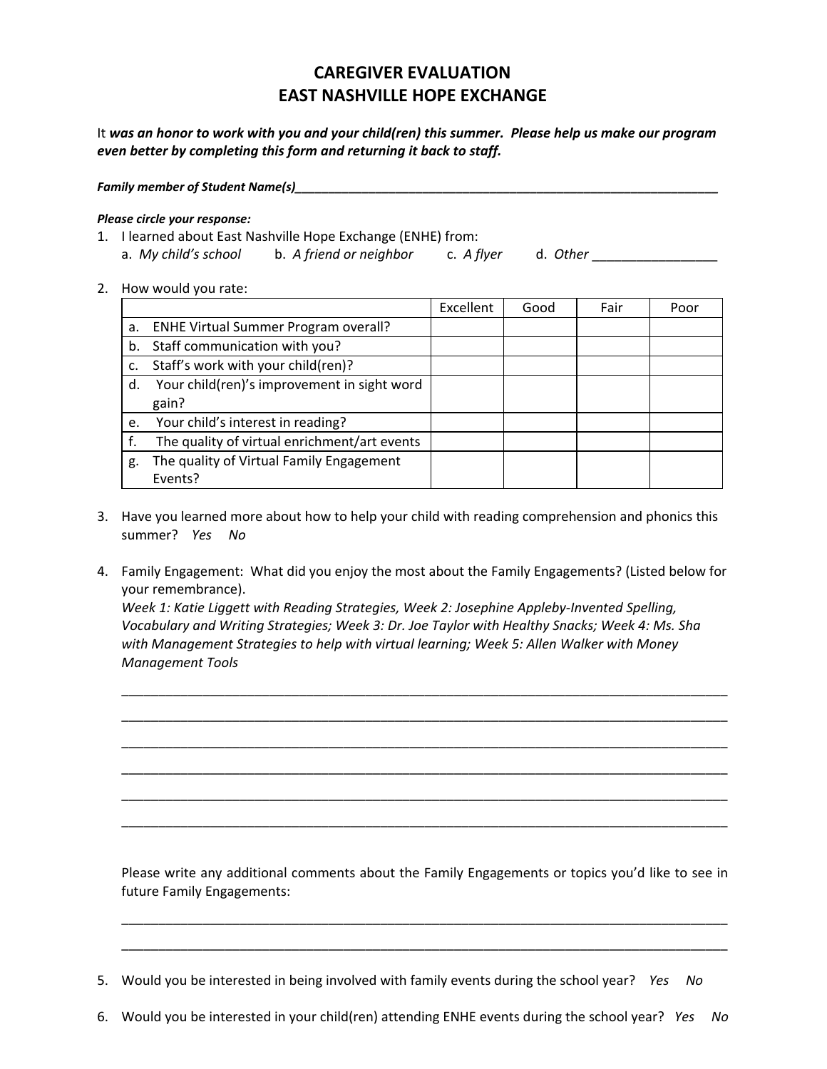# CAREGIVER EVALUATION
# EAST NASHVILLE HOPE EXCHANGE

It ***was an honor to work with you and your child(ren) this summer. Please help us make our program even better by completing this form and returning it back to staff.***

***Family member of Student Name(s)*_________________________________________________________________**

***Please circle your response:***

1. I learned about East Nashville Hope Exchange (ENHE) from:
   a. *My child's school* b. *A friend or neighbor* c. *A flyer* d. *Other* _________________

2. How would you rate:

| | Excellent | Good | Fair | Poor |
|---|---|---|---|---|
| a. ENHE Virtual Summer Program overall? | | | | |
| b. Staff communication with you? | | | | |
| c. Staff's work with your child(ren)? | | | | |
| d. Your child(ren)'s improvement in sight word gain? | | | | |
| e. Your child's interest in reading? | | | | |
| f. The quality of virtual enrichment/art events | | | | |
| g. The quality of Virtual Family Engagement Events? | | | | |

3. Have you learned more about how to help your child with reading comprehension and phonics this summer? *Yes* *No*

4. Family Engagement: What did you enjoy the most about the Family Engagements? (Listed below for your remembrance).
   *Week 1: Katie Liggett with Reading Strategies, Week 2: Josephine Appleby-Invented Spelling, Vocabulary and Writing Strategies; Week 3: Dr. Joe Taylor with Healthy Snacks; Week 4: Ms. Sha with Management Strategies to help with virtual learning; Week 5: Allen Walker with Money Management Tools*

   ______________________________________________________________________________

   ______________________________________________________________________________

   ______________________________________________________________________________

   ______________________________________________________________________________

   ______________________________________________________________________________

   ______________________________________________________________________________

   Please write any additional comments about the Family Engagements or topics you'd like to see in future Family Engagements:

   ______________________________________________________________________________

   ______________________________________________________________________________

5. Would you be interested in being involved with family events during the school year? *Yes* *No*

6. Would you be interested in your child(ren) attending ENHE events during the school year? *Yes* *No*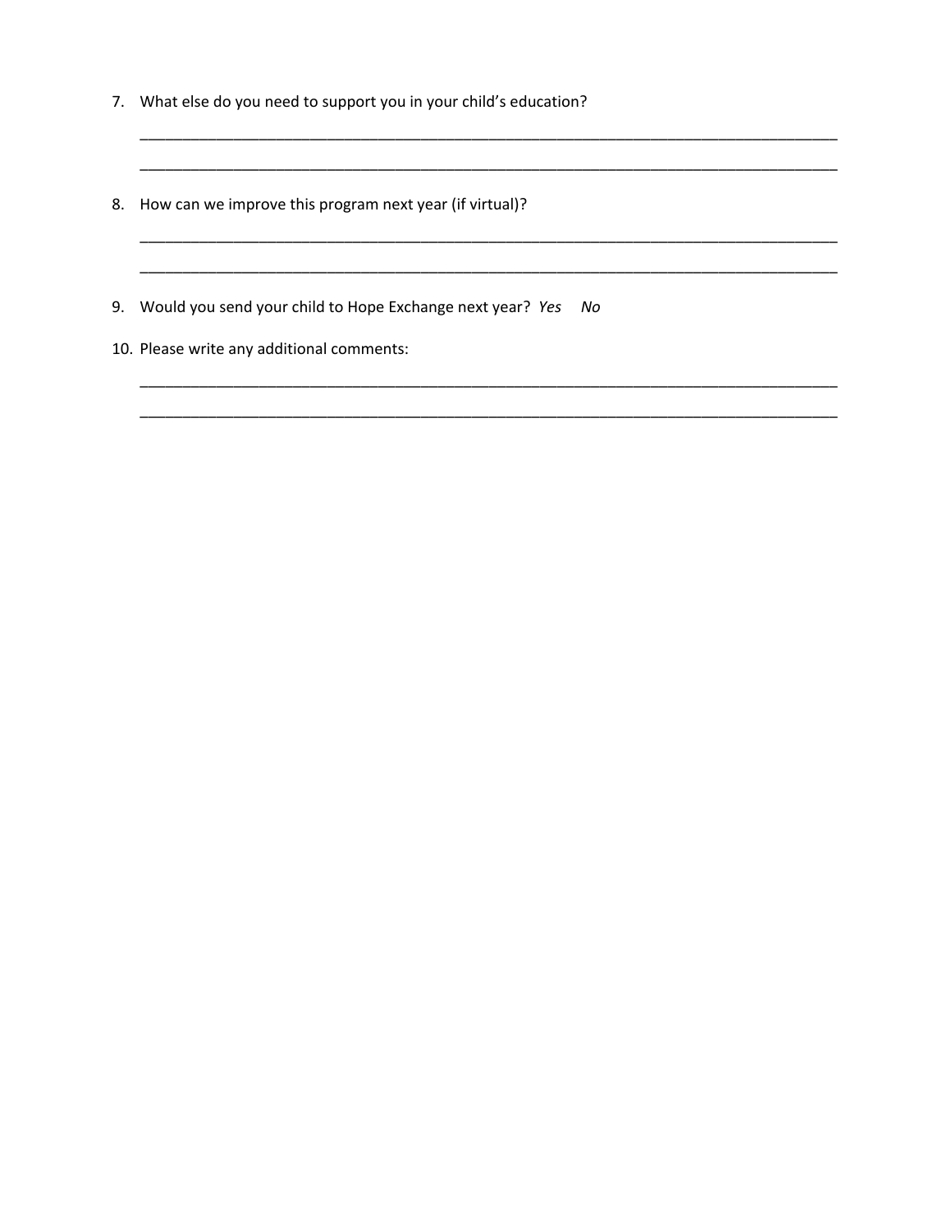7. What else do you need to support you in your child's education?

_______________________________________________________________________________________

_______________________________________________________________________________________

8. How can we improve this program next year (if virtual)?

_______________________________________________________________________________________

_______________________________________________________________________________________

9. Would you send your child to Hope Exchange next year? *Yes* *No*

10. Please write any additional comments:

_______________________________________________________________________________________

_______________________________________________________________________________________